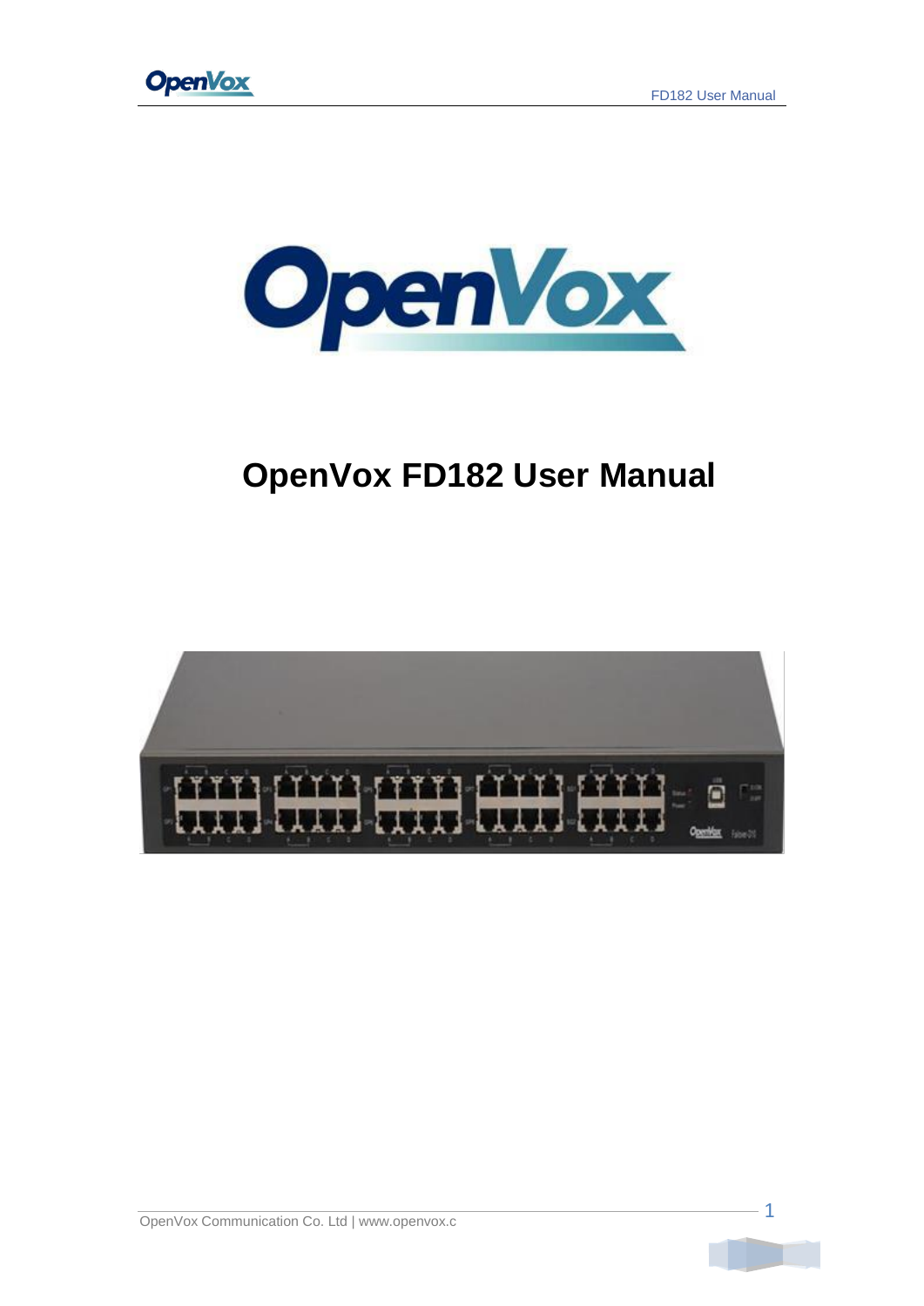# OpenVox FD182 User Manual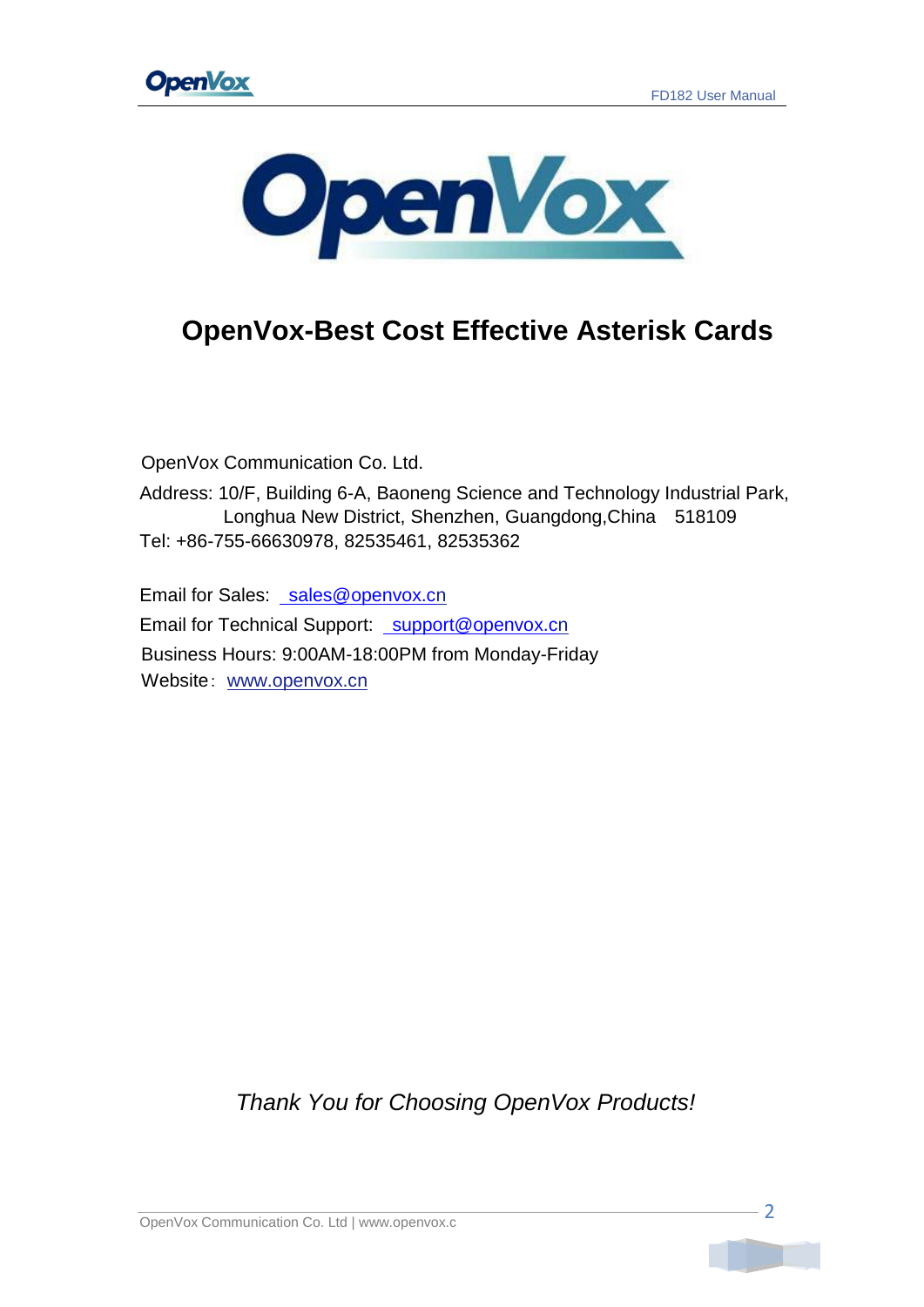# OpenVox-Best Cost Effective Asterisk Cards

OpenVox Communication Co. Ltd.

Address: 10/F, Building 6-A, Baoneng Science and Technology Industrial Park, Longhua New District, Shenzhen, Guangdong,China 518109

Tel: +86-755-66630978, 82535461, 82535362

Email for Sales: sales@openvox.cn

Email for Technical Support: support@openvox.cn

Business Hours: 9:00AM-18:00PM from Monday-Friday

Website：www.openvox.cn

*Thank You for Choosing OpenVox Products!*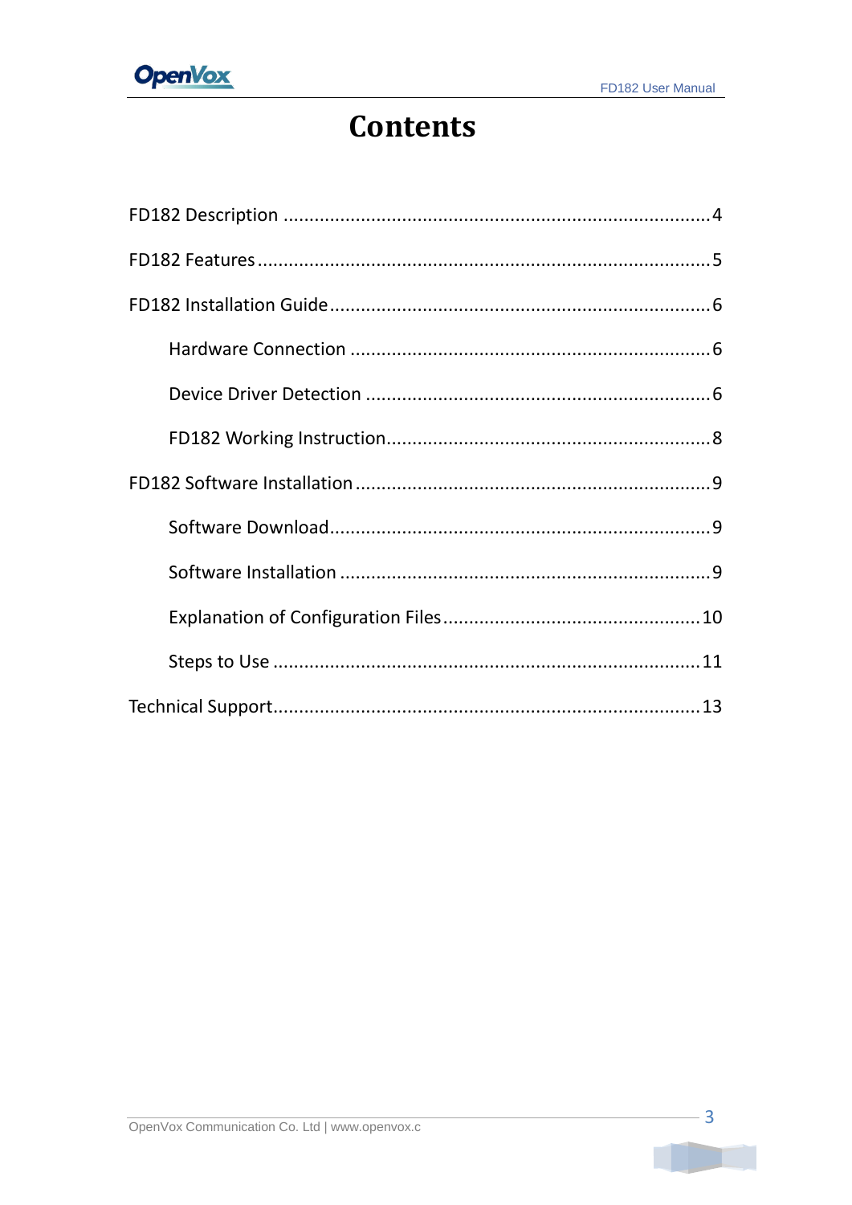# Contents

- FD182 Description .................................................................................4
- FD182 Features.......................................................................................5
- FD182 Installation Guide.........................................................................6
    - Hardware Connection .....................................................................6
    - Device Driver Detection ..................................................................6
    - FD182 Working Instruction...............................................................8
- FD182 Software Installation ....................................................................9
    - Software Download..........................................................................9
    - Software Installation .......................................................................9
    - Explanation of Configuration Files..................................................10
    - Steps to Use ..................................................................................11
- Technical Support..................................................................................13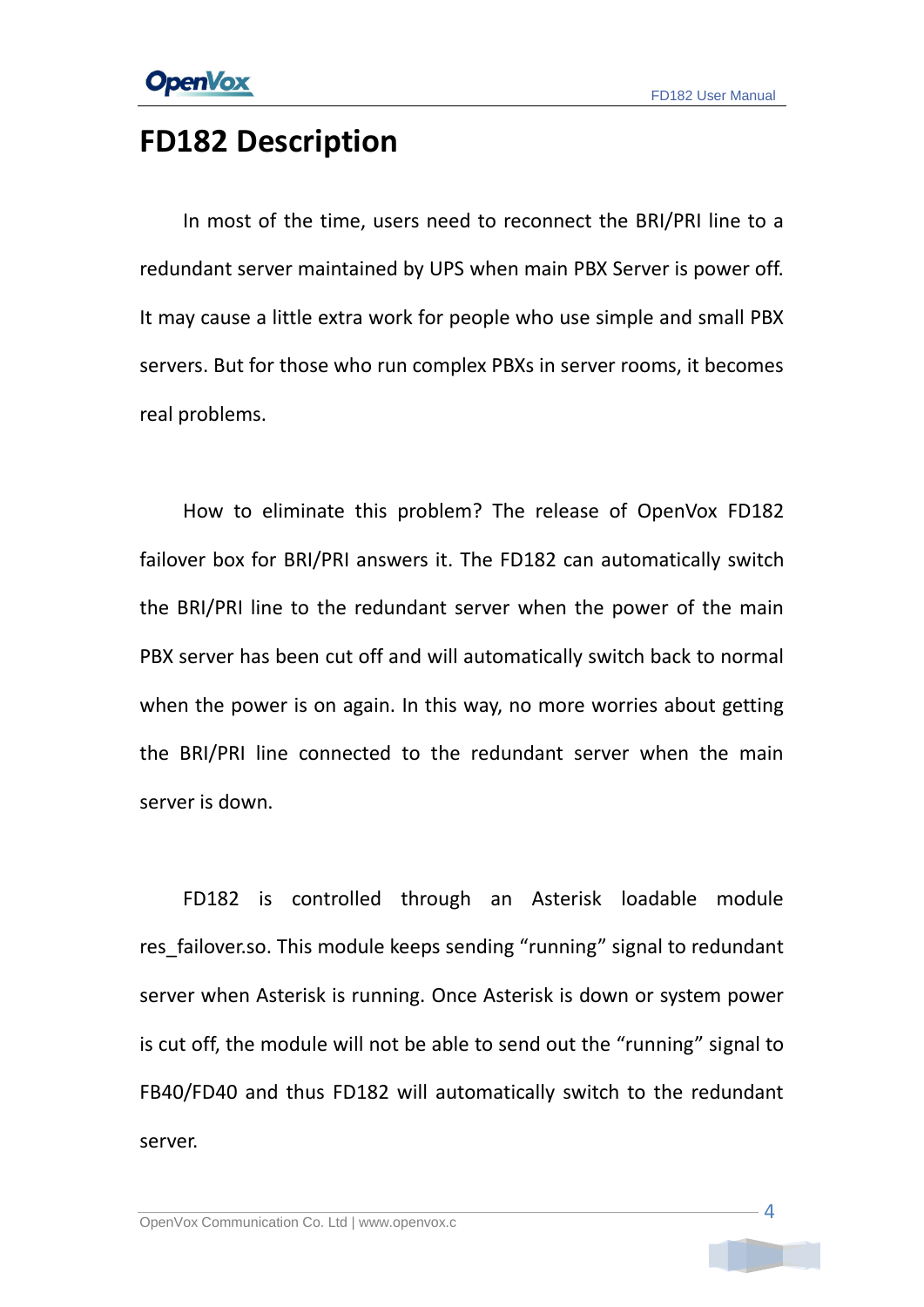# FD182 Description

In most of the time, users need to reconnect the BRI/PRI line to a redundant server maintained by UPS when main PBX Server is power off. It may cause a little extra work for people who use simple and small PBX servers. But for those who run complex PBXs in server rooms, it becomes real problems.

How to eliminate this problem? The release of OpenVox FD182 failover box for BRI/PRI answers it. The FD182 can automatically switch the BRI/PRI line to the redundant server when the power of the main PBX server has been cut off and will automatically switch back to normal when the power is on again. In this way, no more worries about getting the BRI/PRI line connected to the redundant server when the main server is down.

FD182 is controlled through an Asterisk loadable module res_failover.so. This module keeps sending "running" signal to redundant server when Asterisk is running. Once Asterisk is down or system power is cut off, the module will not be able to send out the "running" signal to FB40/FD40 and thus FD182 will automatically switch to the redundant server.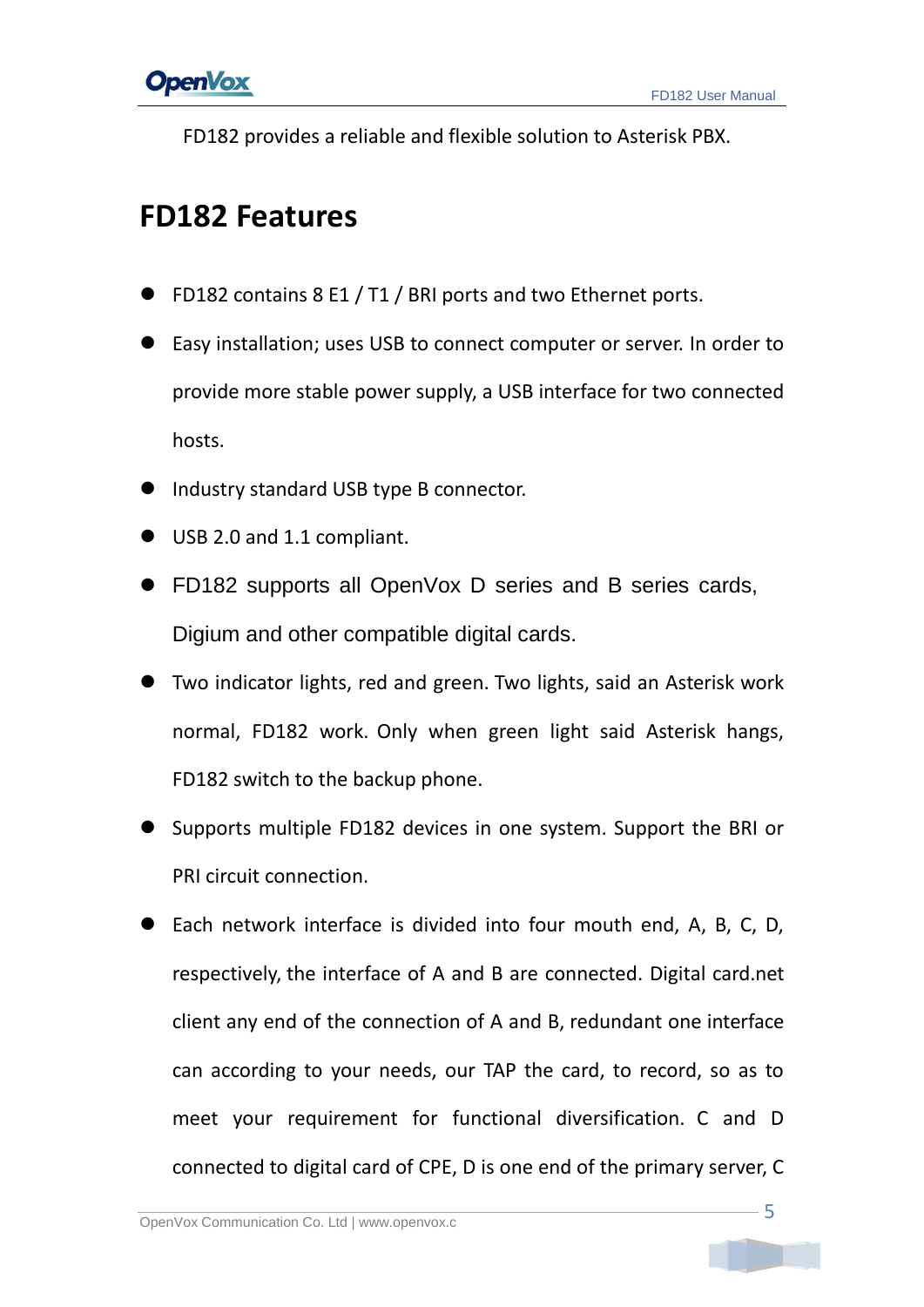FD182 provides a reliable and flexible solution to Asterisk PBX.

## FD182 Features

- FD182 contains 8 E1 / T1 / BRI ports and two Ethernet ports.
- Easy installation; uses USB to connect computer or server. In order to provide more stable power supply, a USB interface for two connected hosts.
- Industry standard USB type B connector.
- USB 2.0 and 1.1 compliant.
- FD182 supports all OpenVox D series and B series cards, Digium and other compatible digital cards.
- Two indicator lights, red and green. Two lights, said an Asterisk work normal, FD182 work. Only when green light said Asterisk hangs, FD182 switch to the backup phone.
- Supports multiple FD182 devices in one system. Support the BRI or PRI circuit connection.
- Each network interface is divided into four mouth end, A, B, C, D, respectively, the interface of A and B are connected. Digital card.net client any end of the connection of A and B, redundant one interface can according to your needs, our TAP the card, to record, so as to meet your requirement for functional diversification. C and D connected to digital card of CPE, D is one end of the primary server, C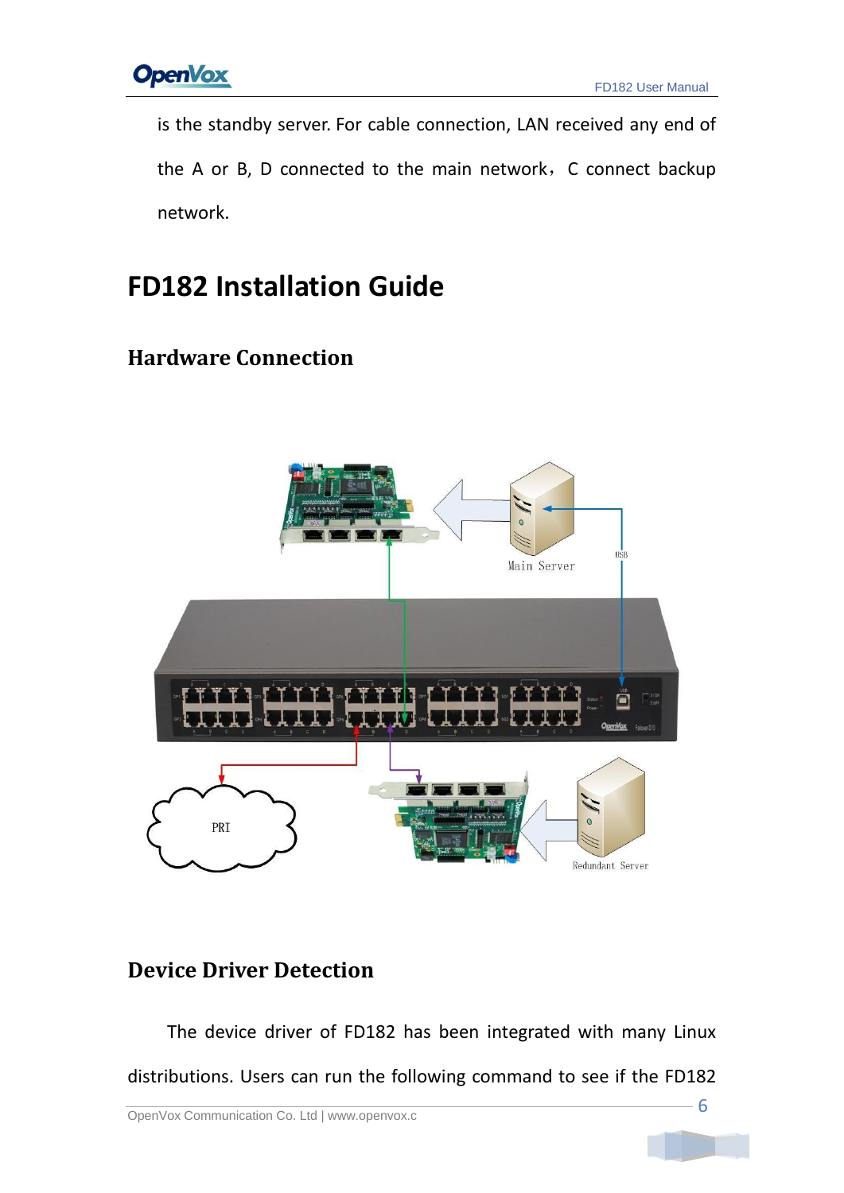is the standby server. For cable connection, LAN received any end of the A or B, D connected to the main network，C connect backup network.

# FD182 Installation Guide

## Hardware Connection

## Device Driver Detection

The device driver of FD182 has been integrated with many Linux distributions. Users can run the following command to see if the FD182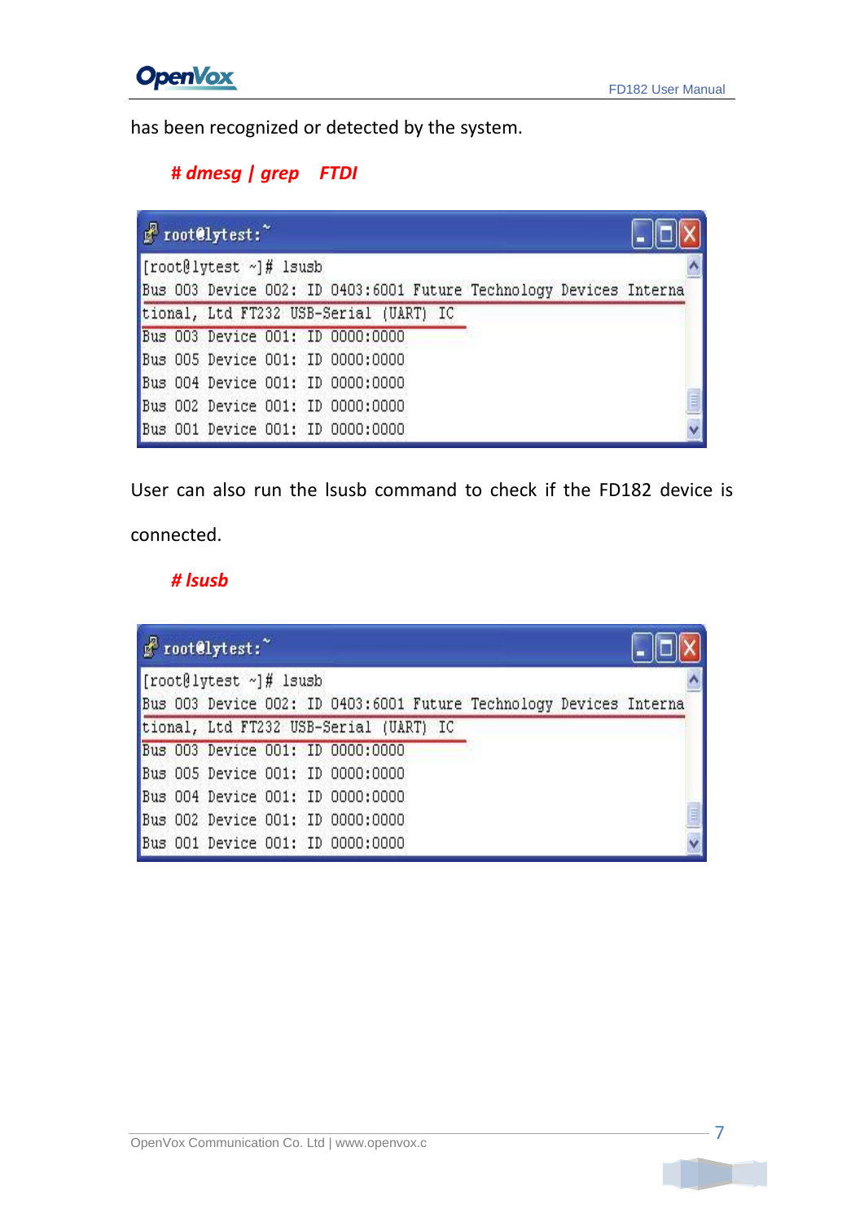has been recognized or detected by the system.

***# dmesg | grep FTDI***

```
root@lytest:~
[root@lytest ~]# lsusb
Bus 003 Device 002: ID 0403:6001 Future Technology Devices International, Ltd FT232 USB-Serial (UART) IC
Bus 003 Device 001: ID 0000:0000
Bus 005 Device 001: ID 0000:0000
Bus 004 Device 001: ID 0000:0000
Bus 002 Device 001: ID 0000:0000
Bus 001 Device 001: ID 0000:0000
```

User can also run the lsusb command to check if the FD182 device is connected.

***# lsusb***

```
root@lytest:~
[root@lytest ~]# lsusb
Bus 003 Device 002: ID 0403:6001 Future Technology Devices International, Ltd FT232 USB-Serial (UART) IC
Bus 003 Device 001: ID 0000:0000
Bus 005 Device 001: ID 0000:0000
Bus 004 Device 001: ID 0000:0000
Bus 002 Device 001: ID 0000:0000
Bus 001 Device 001: ID 0000:0000
```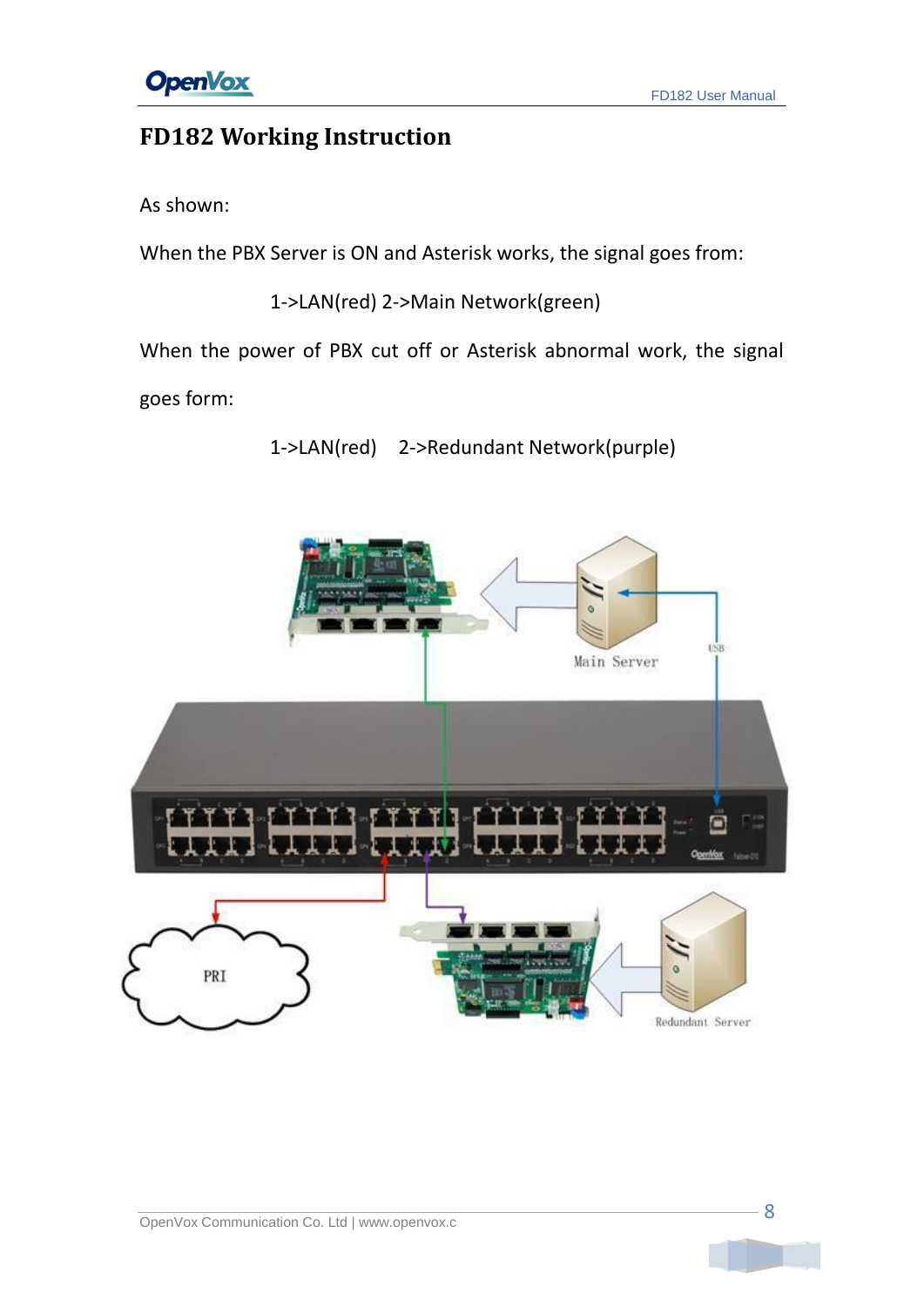# FD182 Working Instruction

As shown:

When the PBX Server is ON and Asterisk works, the signal goes from:

1->LAN(red) 2->Main Network(green)

When the power of PBX cut off or Asterisk abnormal work, the signal goes form:

1->LAN(red) 2->Redundant Network(purple)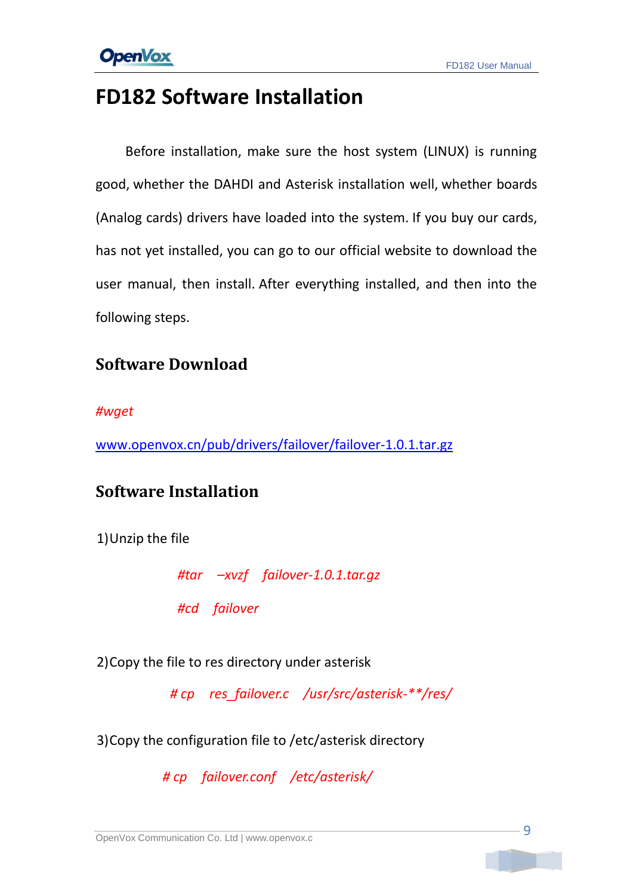# FD182 Software Installation

Before installation, make sure the host system (LINUX) is running good, whether the DAHDI and Asterisk installation well, whether boards (Analog cards) drivers have loaded into the system. If you buy our cards, has not yet installed, you can go to our official website to download the user manual, then install. After everything installed, and then into the following steps.

## Software Download

*#wget*

www.openvox.cn/pub/drivers/failover/failover-1.0.1.tar.gz

## Software Installation

1)Unzip the file

*#tar –xvzf failover-1.0.1.tar.gz*

*#cd failover*

2)Copy the file to res directory under asterisk

*# cp res_failover.c /usr/src/asterisk-**/res/*

3)Copy the configuration file to /etc/asterisk directory

*# cp failover.conf /etc/asterisk/*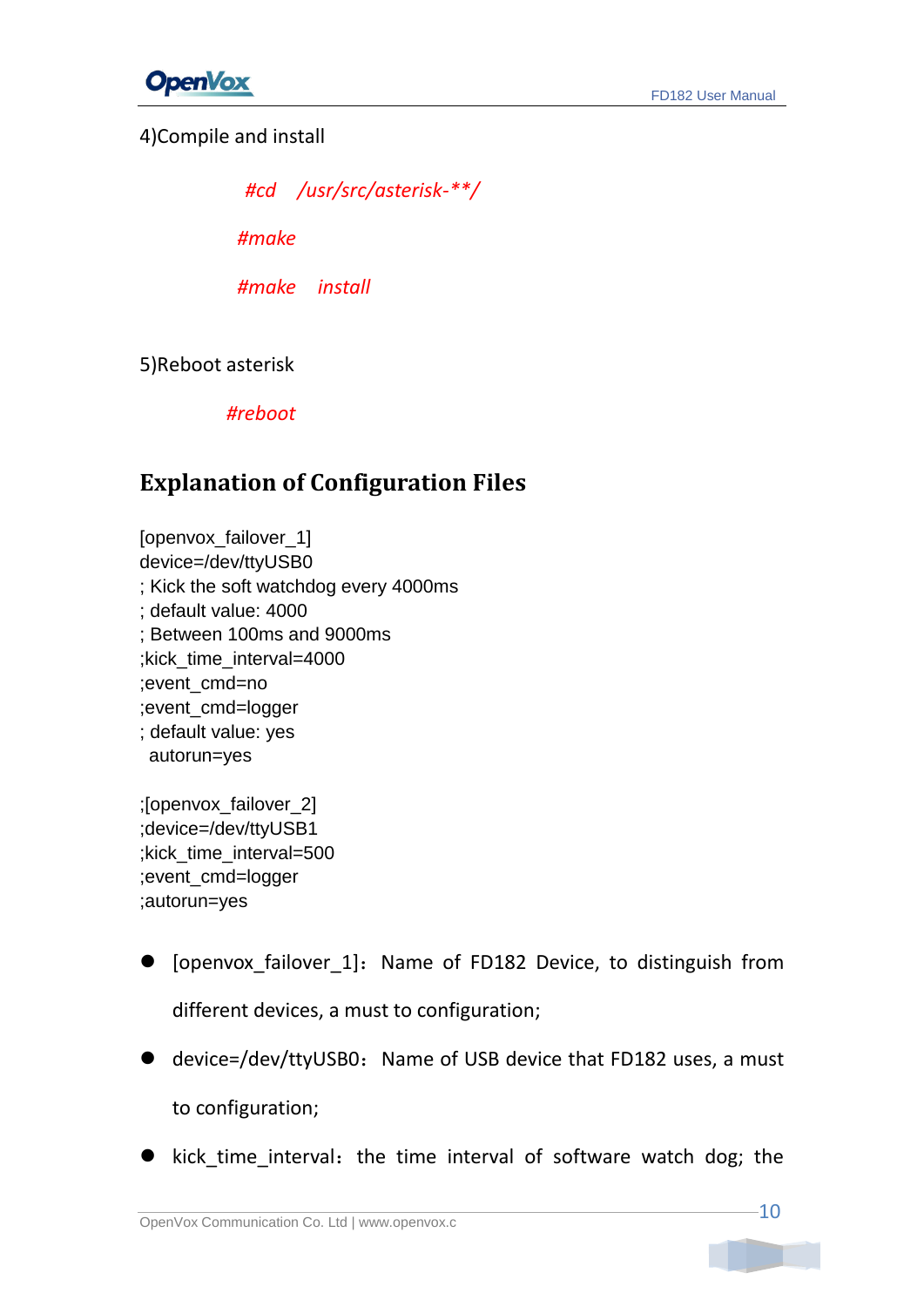4)Compile and install

```
#cd   /usr/src/asterisk-**/
#make
#make   install
```

5)Reboot asterisk

```
#reboot
```

## Explanation of Configuration Files

```
[openvox_failover_1]
device=/dev/ttyUSB0
; Kick the soft watchdog every 4000ms
; default value: 4000
; Between 100ms and 9000ms
;kick_time_interval=4000
;event_cmd=no
;event_cmd=logger
; default value: yes
 autorun=yes

;[openvox_failover_2]
;device=/dev/ttyUSB1
;kick_time_interval=500
;event_cmd=logger
;autorun=yes
```

- [openvox_failover_1]：Name of FD182 Device, to distinguish from different devices, a must to configuration;
- device=/dev/ttyUSB0：Name of USB device that FD182 uses, a must to configuration;
- kick_time_interval：the time interval of software watch dog; the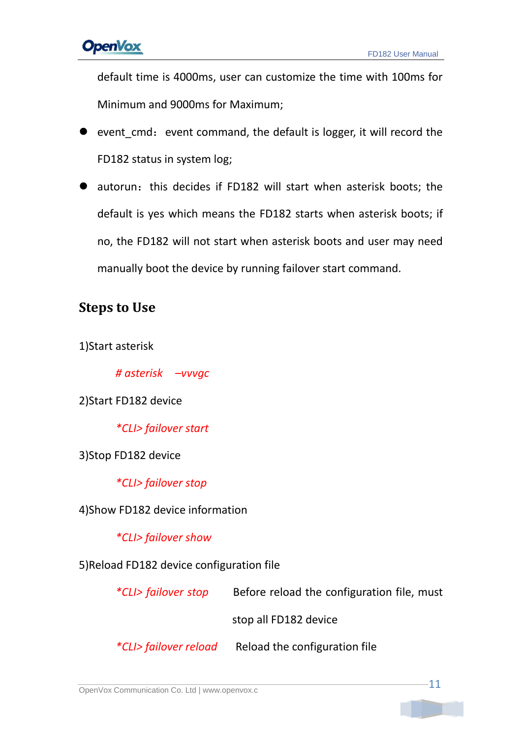default time is 4000ms, user can customize the time with 100ms for Minimum and 9000ms for Maximum;

- event_cmd： event command, the default is logger, it will record the FD182 status in system log;
- autorun： this decides if FD182 will start when asterisk boots; the default is yes which means the FD182 starts when asterisk boots; if no, the FD182 will not start when asterisk boots and user may need manually boot the device by running failover start command.

## Steps to Use

1)Start asterisk

*# asterisk –vvvgc*

2)Start FD182 device

*\*CLI> failover start*

3)Stop FD182 device

*\*CLI> failover stop*

4)Show FD182 device information

*\*CLI> failover show*

5)Reload FD182 device configuration file

*\*CLI> failover stop* Before reload the configuration file, must stop all FD182 device

*\*CLI> failover reload* Reload the configuration file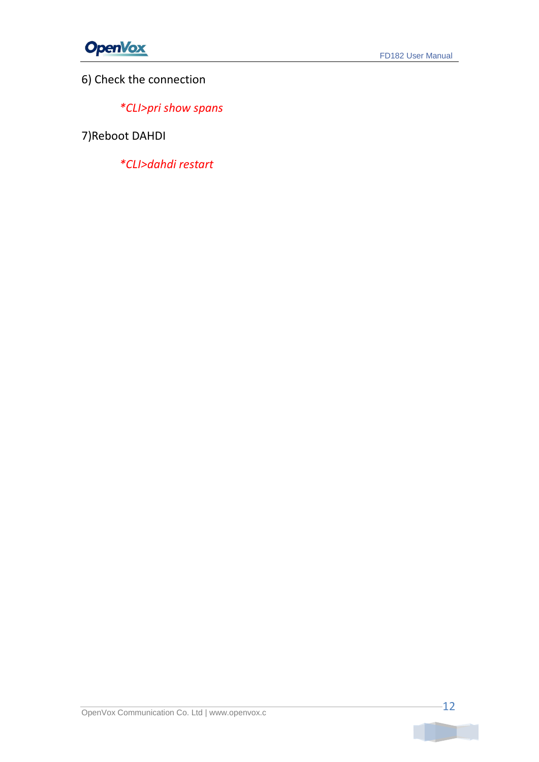6) Check the connection

*\*CLI>pri show spans*

7)Reboot DAHDI

*\*CLI>dahdi restart*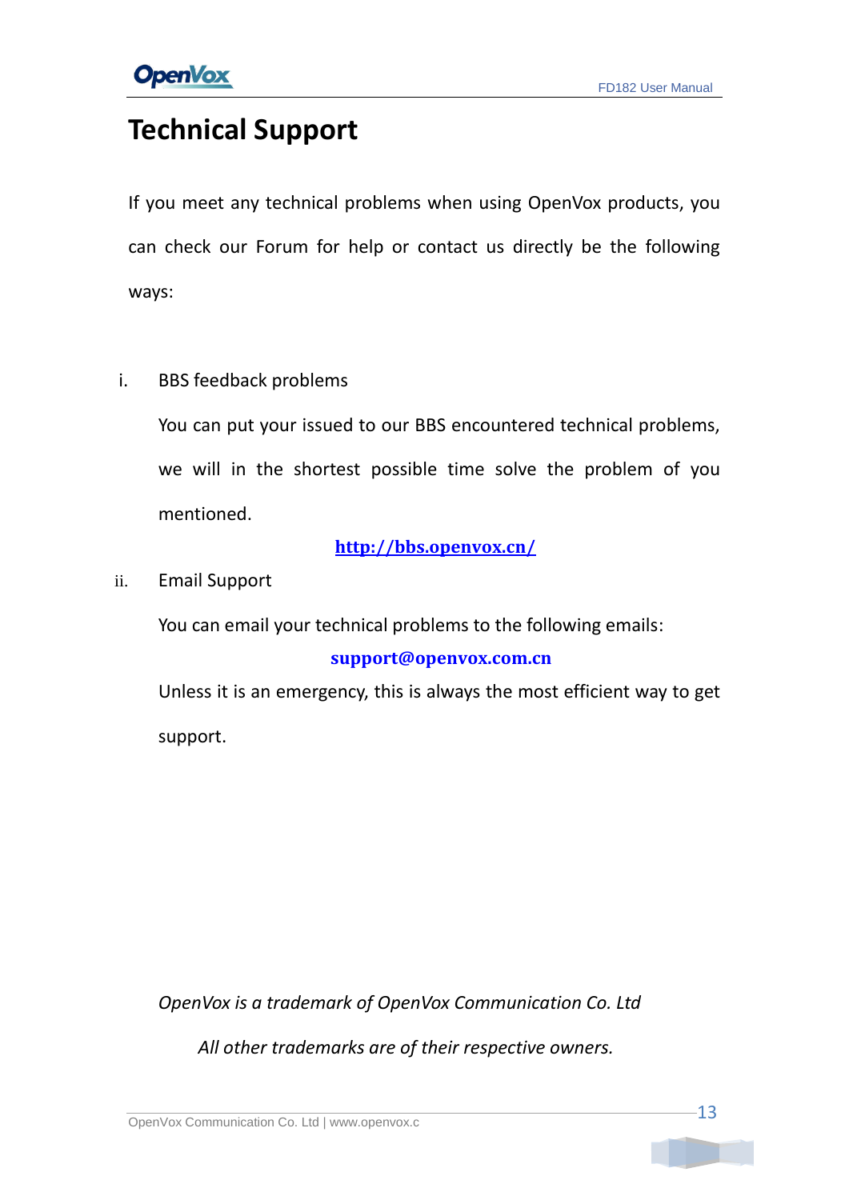# Technical Support

If you meet any technical problems when using OpenVox products, you can check our Forum for help or contact us directly be the following ways:

i. BBS feedback problems

   You can put your issued to our BBS encountered technical problems, we will in the shortest possible time solve the problem of you mentioned.

   http://bbs.openvox.cn/

ii. Email Support

   You can email your technical problems to the following emails:

   **support@openvox.com.cn**

   Unless it is an emergency, this is always the most efficient way to get support.

*OpenVox is a trademark of OpenVox Communication Co. Ltd*

*All other trademarks are of their respective owners.*